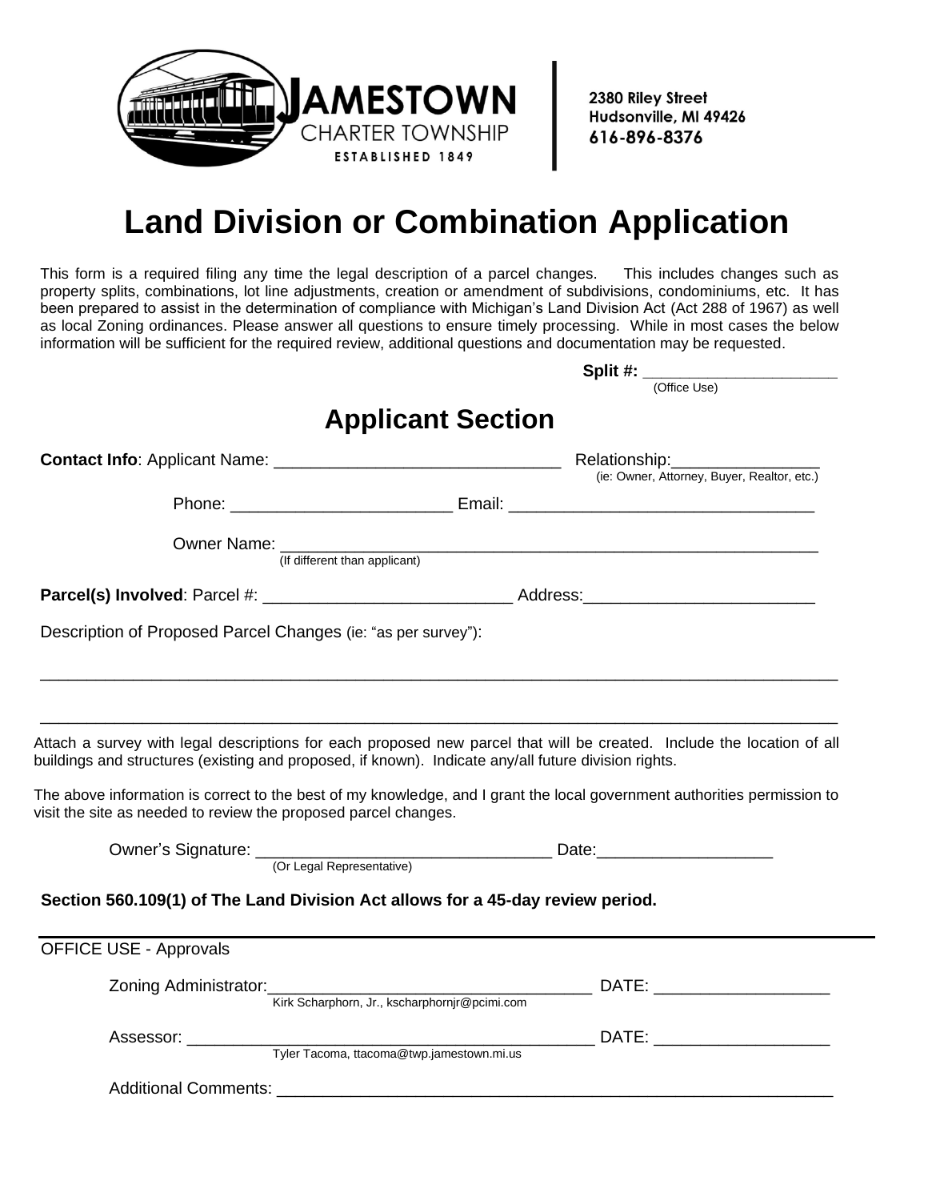JAMESTOWN CHARTER TOWNSHIP
ESTABLISHED 1849

**2380 Riley Street**
**Hudsonville, MI 49426**
**616-896-8376**

# Land Division or Combination Application

This form is a required filing any time the legal description of a parcel changes. This includes changes such as property splits, combinations, lot line adjustments, creation or amendment of subdivisions, condominiums, etc. It has been prepared to assist in the determination of compliance with Michigan's Land Division Act (Act 288 of 1967) as well as local Zoning ordinances. Please answer all questions to ensure timely processing. While in most cases the below information will be sufficient for the required review, additional questions and documentation may be requested.

**Split #:** ______________________
(Office Use)

## Applicant Section

**Contact Info**: Applicant Name: ______________________________ Relationship:_______________
(ie: Owner, Attorney, Buyer, Realtor, etc.)

Phone: _______________________ Email: ________________________________

Owner Name: ____________________________________________________________
(If different than applicant)

**Parcel(s) Involved**: Parcel #: __________________________ Address:________________________

Description of Proposed Parcel Changes (ie: "as per survey"):

_____________________________________________________________________________________

_____________________________________________________________________________________

Attach a survey with legal descriptions for each proposed new parcel that will be created. Include the location of all buildings and structures (existing and proposed, if known). Indicate any/all future division rights.

The above information is correct to the best of my knowledge, and I grant the local government authorities permission to visit the site as needed to review the proposed parcel changes.

Owner's Signature: _______________________________ Date:__________________
(Or Legal Representative)

**Section 560.109(1) of The Land Division Act allows for a 45-day review period.**

---

OFFICE USE - Approvals

Zoning Administrator:___________________________________ DATE: __________________
Kirk Scharphorn, Jr., kscharphornjr@pcimi.com

Assessor: _____________________________________________ DATE: __________________
Tyler Tacoma, ttacoma@twp.jamestown.mi.us

Additional Comments: _____________________________________________________________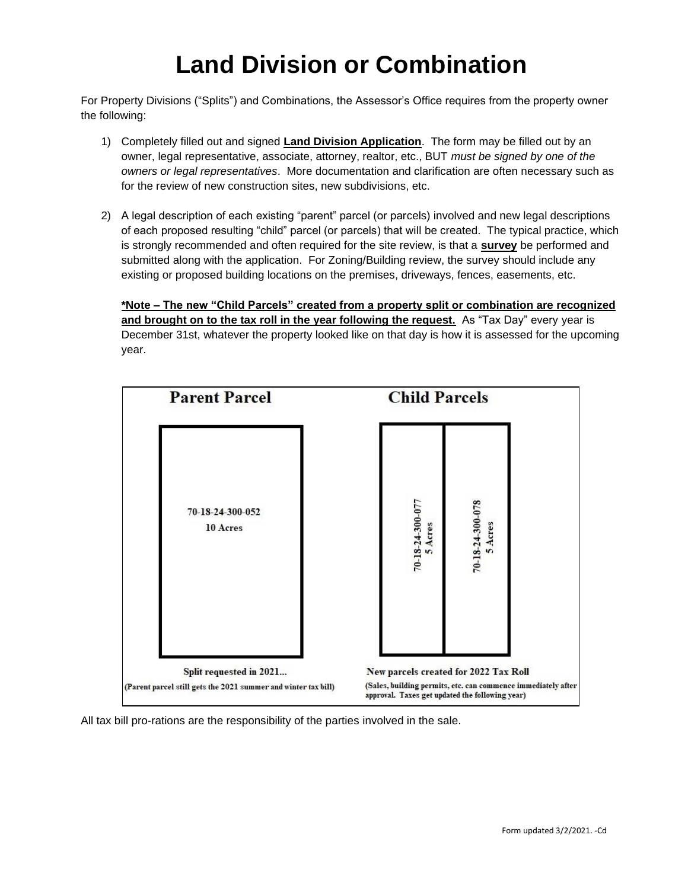# Land Division or Combination

For Property Divisions ("Splits") and Combinations, the Assessor's Office requires from the property owner the following:

1) Completely filled out and signed **Land Division Application**. The form may be filled out by an owner, legal representative, associate, attorney, realtor, etc., BUT *must be signed by one of the owners or legal representatives*. More documentation and clarification are often necessary such as for the review of new construction sites, new subdivisions, etc.

2) A legal description of each existing "parent" parcel (or parcels) involved and new legal descriptions of each proposed resulting "child" parcel (or parcels) that will be created. The typical practice, which is strongly recommended and often required for the site review, is that a **survey** be performed and submitted along with the application. For Zoning/Building review, the survey should include any existing or proposed building locations on the premises, driveways, fences, easements, etc.

   ***Note – The new "Child Parcels" created from a property split or combination are recognized and brought on to the tax roll in the year following the request.*** As "Tax Day" every year is December 31st, whatever the property looked like on that day is how it is assessed for the upcoming year.

**Parent Parcel**

70-18-24-300-052
10 Acres

Split requested in 2021...
(Parent parcel still gets the 2021 summer and winter tax bill)

**Child Parcels**

70-18-24-300-077
5 Acres

70-18-24-300-078
5 Acres

New parcels created for 2022 Tax Roll
(Sales, building permits, etc. can commence immediately after approval. Taxes get updated the following year)

All tax bill pro-rations are the responsibility of the parties involved in the sale.

Form updated 3/2/2021. -Cd